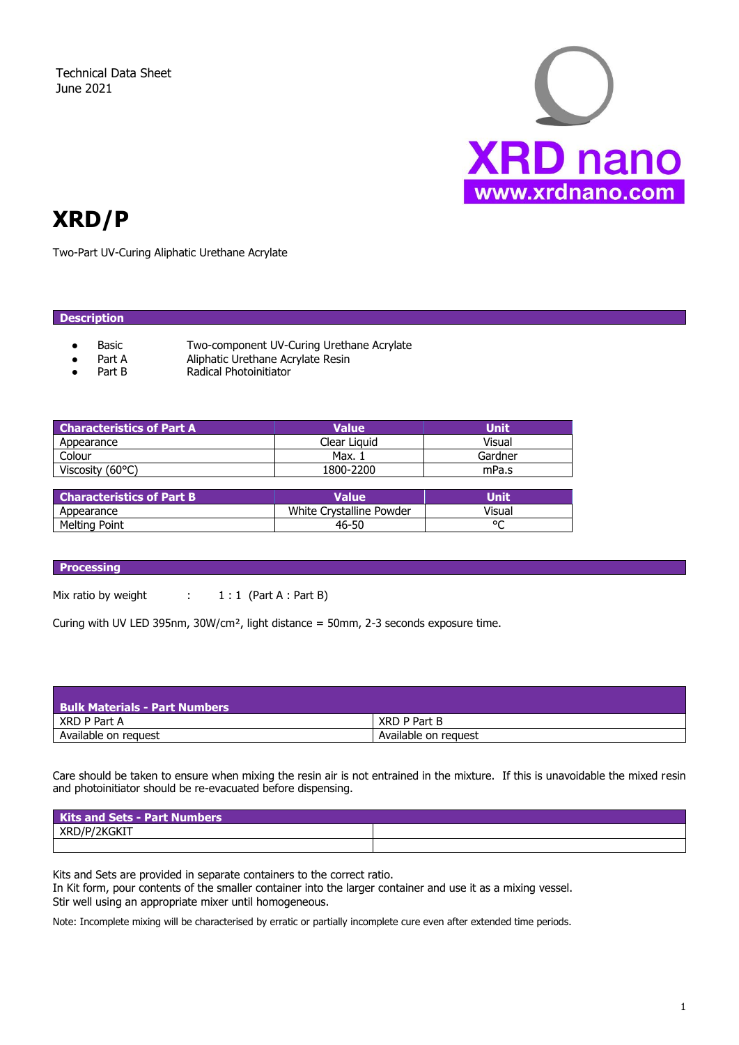Technical Data Sheet
June 2021

XRD nano
www.xrdnano.com

# XRD/P

Two-Part UV-Curing Aliphatic Urethane Acrylate

## Description

- Basic — Two-component UV-Curing Urethane Acrylate
- Part A — Aliphatic Urethane Acrylate Resin
- Part B — Radical Photoinitiator

| Characteristics of Part A | Value | Unit |
| --- | --- | --- |
| Appearance | Clear Liquid | Visual |
| Colour | Max. 1 | Gardner |
| Viscosity (60°C) | 1800-2200 | mPa.s |

| Characteristics of Part B | Value | Unit |
| --- | --- | --- |
| Appearance | White Crystalline Powder | Visual |
| Melting Point | 46-50 | °C |

## Processing

Mix ratio by weight : 1 : 1 (Part A : Part B)

Curing with UV LED 395nm, 30W/cm², light distance = 50mm, 2-3 seconds exposure time.

| Bulk Materials - Part Numbers | |
| --- | --- |
| XRD P Part A | XRD P Part B |
| Available on request | Available on request |

Care should be taken to ensure when mixing the resin air is not entrained in the mixture. If this is unavoidable the mixed resin and photoinitiator should be re-evacuated before dispensing.

| Kits and Sets - Part Numbers | |
| --- | --- |
| XRD/P/2KGKIT | |
| | |

Kits and Sets are provided in separate containers to the correct ratio.
In Kit form, pour contents of the smaller container into the larger container and use it as a mixing vessel.
Stir well using an appropriate mixer until homogeneous.

Note: Incomplete mixing will be characterised by erratic or partially incomplete cure even after extended time periods.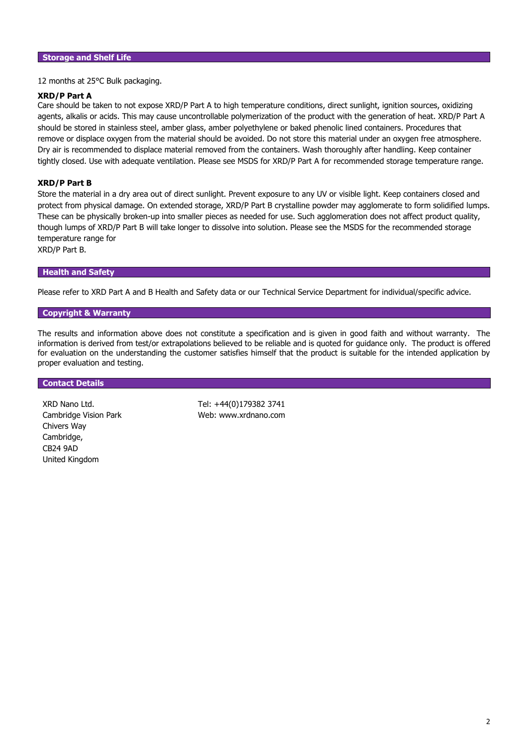## Storage and Shelf Life

12 months at 25°C Bulk packaging.

**XRD/P Part A**

Care should be taken to not expose XRD/P Part A to high temperature conditions, direct sunlight, ignition sources, oxidizing agents, alkalis or acids. This may cause uncontrollable polymerization of the product with the generation of heat. XRD/P Part A should be stored in stainless steel, amber glass, amber polyethylene or baked phenolic lined containers. Procedures that remove or displace oxygen from the material should be avoided. Do not store this material under an oxygen free atmosphere. Dry air is recommended to displace material removed from the containers. Wash thoroughly after handling. Keep container tightly closed. Use with adequate ventilation. Please see MSDS for XRD/P Part A for recommended storage temperature range.

**XRD/P Part B**

Store the material in a dry area out of direct sunlight. Prevent exposure to any UV or visible light. Keep containers closed and protect from physical damage. On extended storage, XRD/P Part B crystalline powder may agglomerate to form solidified lumps. These can be physically broken-up into smaller pieces as needed for use. Such agglomeration does not affect product quality, though lumps of XRD/P Part B will take longer to dissolve into solution. Please see the MSDS for the recommended storage temperature range for
XRD/P Part B.

## Health and Safety

Please refer to XRD Part A and B Health and Safety data or our Technical Service Department for individual/specific advice.

## Copyright & Warranty

The results and information above does not constitute a specification and is given in good faith and without warranty. The information is derived from test/or extrapolations believed to be reliable and is quoted for guidance only. The product is offered for evaluation on the understanding the customer satisfies himself that the product is suitable for the intended application by proper evaluation and testing.

## Contact Details

XRD Nano Ltd.
Cambridge Vision Park
Chivers Way
Cambridge,
CB24 9AD
United Kingdom

Tel: +44(0)179382 3741
Web: www.xrdnano.com